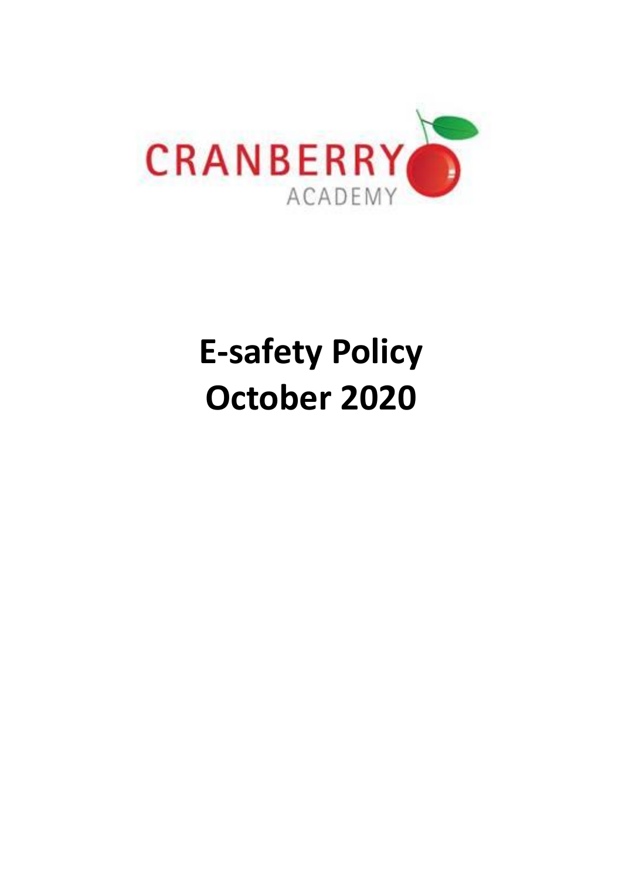CRANBERRY ACADEMY

# E-safety Policy
# October 2020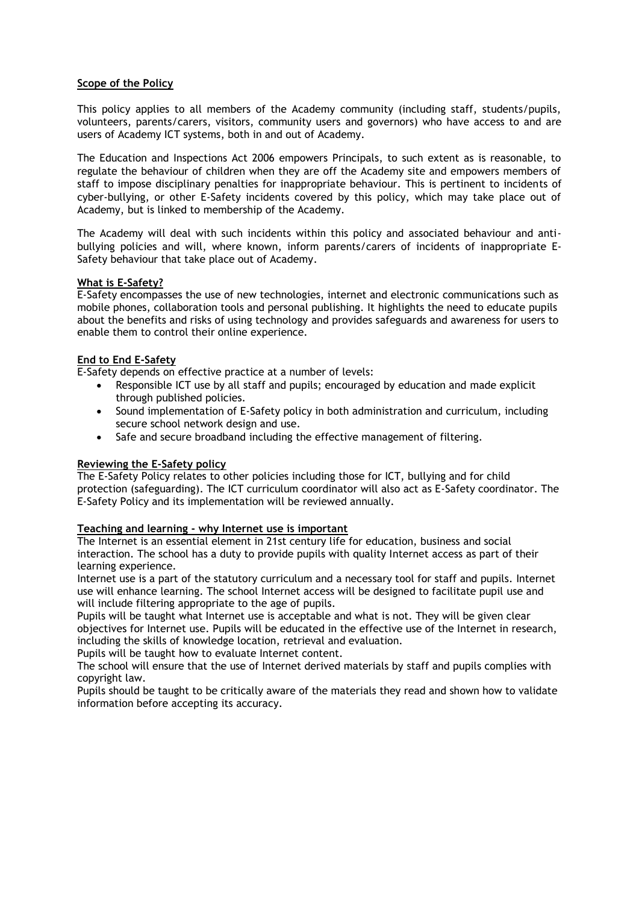## Scope of the Policy

This policy applies to all members of the Academy community (including staff, students/pupils, volunteers, parents/carers, visitors, community users and governors) who have access to and are users of Academy ICT systems, both in and out of Academy.

The Education and Inspections Act 2006 empowers Principals, to such extent as is reasonable, to regulate the behaviour of children when they are off the Academy site and empowers members of staff to impose disciplinary penalties for inappropriate behaviour. This is pertinent to incidents of cyber-bullying, or other E-Safety incidents covered by this policy, which may take place out of Academy, but is linked to membership of the Academy.

The Academy will deal with such incidents within this policy and associated behaviour and anti-bullying policies and will, where known, inform parents/carers of incidents of inappropriate E-Safety behaviour that take place out of Academy.

## What is E-Safety?

E-Safety encompasses the use of new technologies, internet and electronic communications such as mobile phones, collaboration tools and personal publishing. It highlights the need to educate pupils about the benefits and risks of using technology and provides safeguards and awareness for users to enable them to control their online experience.

## End to End E-Safety

E-Safety depends on effective practice at a number of levels:

- Responsible ICT use by all staff and pupils; encouraged by education and made explicit through published policies.
- Sound implementation of E-Safety policy in both administration and curriculum, including secure school network design and use.
- Safe and secure broadband including the effective management of filtering.

## Reviewing the E-Safety policy

The E-Safety Policy relates to other policies including those for ICT, bullying and for child protection (safeguarding). The ICT curriculum coordinator will also act as E-Safety coordinator. The E-Safety Policy and its implementation will be reviewed annually.

## Teaching and learning - why Internet use is important

The Internet is an essential element in 21st century life for education, business and social interaction. The school has a duty to provide pupils with quality Internet access as part of their learning experience.

Internet use is a part of the statutory curriculum and a necessary tool for staff and pupils. Internet use will enhance learning. The school Internet access will be designed to facilitate pupil use and will include filtering appropriate to the age of pupils.

Pupils will be taught what Internet use is acceptable and what is not. They will be given clear objectives for Internet use. Pupils will be educated in the effective use of the Internet in research, including the skills of knowledge location, retrieval and evaluation.

Pupils will be taught how to evaluate Internet content.

The school will ensure that the use of Internet derived materials by staff and pupils complies with copyright law.

Pupils should be taught to be critically aware of the materials they read and shown how to validate information before accepting its accuracy.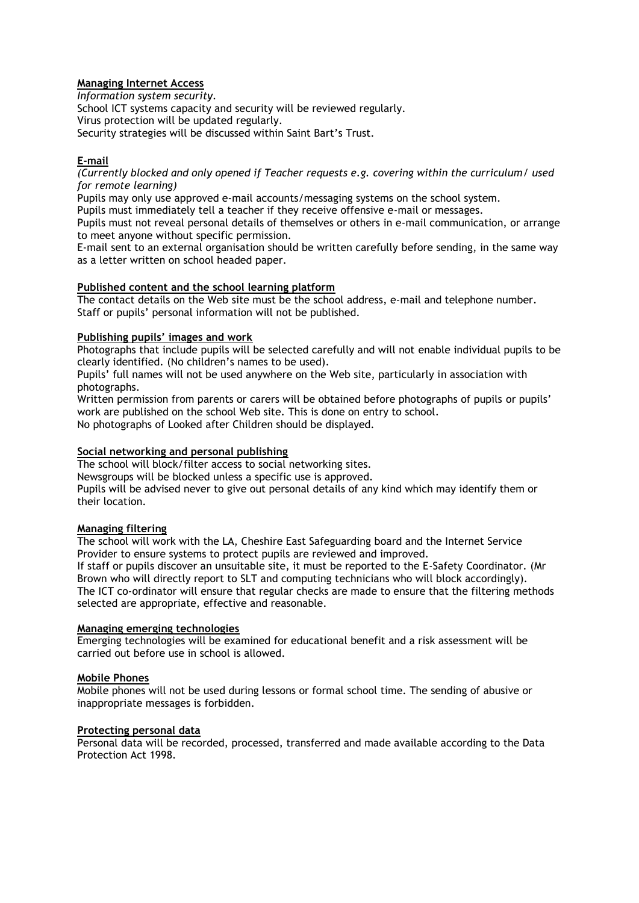**Managing Internet Access**

*Information system security.*

School ICT systems capacity and security will be reviewed regularly.
Virus protection will be updated regularly.
Security strategies will be discussed within Saint Bart's Trust.

**E-mail**

*(Currently blocked and only opened if Teacher requests e.g. covering within the curriculum/ used for remote learning)*

Pupils may only use approved e-mail accounts/messaging systems on the school system.
Pupils must immediately tell a teacher if they receive offensive e-mail or messages.
Pupils must not reveal personal details of themselves or others in e-mail communication, or arrange to meet anyone without specific permission.
E-mail sent to an external organisation should be written carefully before sending, in the same way as a letter written on school headed paper.

**Published content and the school learning platform**

The contact details on the Web site must be the school address, e-mail and telephone number.
Staff or pupils' personal information will not be published.

**Publishing pupils' images and work**

Photographs that include pupils will be selected carefully and will not enable individual pupils to be clearly identified. (No children's names to be used).
Pupils' full names will not be used anywhere on the Web site, particularly in association with photographs.
Written permission from parents or carers will be obtained before photographs of pupils or pupils' work are published on the school Web site. This is done on entry to school.
No photographs of Looked after Children should be displayed.

**Social networking and personal publishing**

The school will block/filter access to social networking sites.
Newsgroups will be blocked unless a specific use is approved.
Pupils will be advised never to give out personal details of any kind which may identify them or their location.

**Managing filtering**

The school will work with the LA, Cheshire East Safeguarding board and the Internet Service Provider to ensure systems to protect pupils are reviewed and improved.
If staff or pupils discover an unsuitable site, it must be reported to the E-Safety Coordinator. (Mr Brown who will directly report to SLT and computing technicians who will block accordingly).
The ICT co-ordinator will ensure that regular checks are made to ensure that the filtering methods selected are appropriate, effective and reasonable.

**Managing emerging technologies**

Emerging technologies will be examined for educational benefit and a risk assessment will be carried out before use in school is allowed.

**Mobile Phones**

Mobile phones will not be used during lessons or formal school time. The sending of abusive or inappropriate messages is forbidden.

**Protecting personal data**

Personal data will be recorded, processed, transferred and made available according to the Data Protection Act 1998.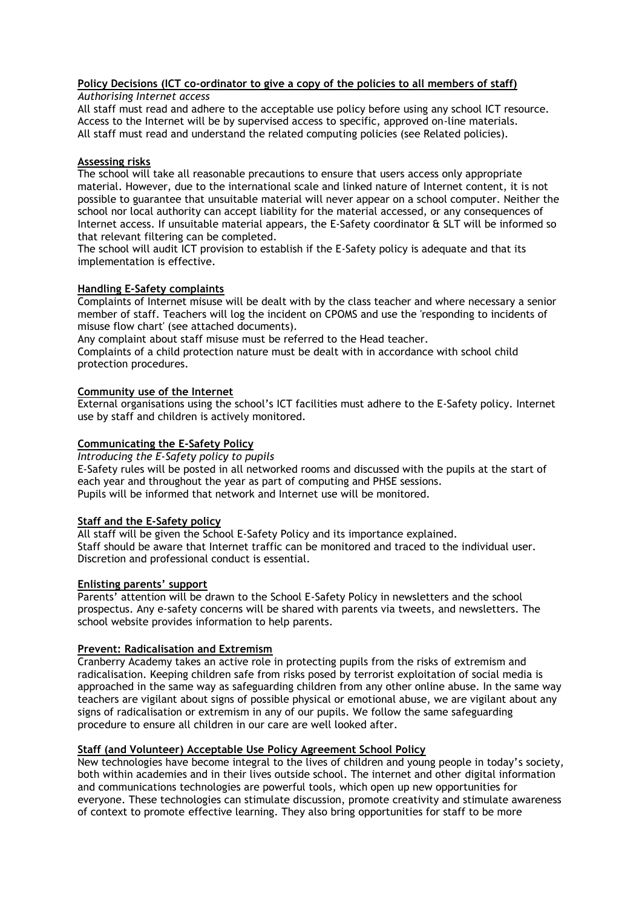**Policy Decisions (ICT co-ordinator to give a copy of the policies to all members of staff)**

*Authorising Internet access*

All staff must read and adhere to the acceptable use policy before using any school ICT resource. Access to the Internet will be by supervised access to specific, approved on-line materials. All staff must read and understand the related computing policies (see Related policies).

**Assessing risks**

The school will take all reasonable precautions to ensure that users access only appropriate material. However, due to the international scale and linked nature of Internet content, it is not possible to guarantee that unsuitable material will never appear on a school computer. Neither the school nor local authority can accept liability for the material accessed, or any consequences of Internet access. If unsuitable material appears, the E-Safety coordinator & SLT will be informed so that relevant filtering can be completed.

The school will audit ICT provision to establish if the E-Safety policy is adequate and that its implementation is effective.

**Handling E-Safety complaints**

Complaints of Internet misuse will be dealt with by the class teacher and where necessary a senior member of staff. Teachers will log the incident on CPOMS and use the 'responding to incidents of misuse flow chart' (see attached documents).

Any complaint about staff misuse must be referred to the Head teacher.

Complaints of a child protection nature must be dealt with in accordance with school child protection procedures.

**Community use of the Internet**

External organisations using the school's ICT facilities must adhere to the E-Safety policy. Internet use by staff and children is actively monitored.

**Communicating the E-Safety Policy**

*Introducing the E-Safety policy to pupils*

E-Safety rules will be posted in all networked rooms and discussed with the pupils at the start of each year and throughout the year as part of computing and PHSE sessions.

Pupils will be informed that network and Internet use will be monitored.

**Staff and the E-Safety policy**

All staff will be given the School E-Safety Policy and its importance explained.

Staff should be aware that Internet traffic can be monitored and traced to the individual user. Discretion and professional conduct is essential.

**Enlisting parents' support**

Parents' attention will be drawn to the School E-Safety Policy in newsletters and the school prospectus. Any e-safety concerns will be shared with parents via tweets, and newsletters. The school website provides information to help parents.

**Prevent: Radicalisation and Extremism**

Cranberry Academy takes an active role in protecting pupils from the risks of extremism and radicalisation. Keeping children safe from risks posed by terrorist exploitation of social media is approached in the same way as safeguarding children from any other online abuse. In the same way teachers are vigilant about signs of possible physical or emotional abuse, we are vigilant about any signs of radicalisation or extremism in any of our pupils. We follow the same safeguarding procedure to ensure all children in our care are well looked after.

**Staff (and Volunteer) Acceptable Use Policy Agreement School Policy**

New technologies have become integral to the lives of children and young people in today's society, both within academies and in their lives outside school. The internet and other digital information and communications technologies are powerful tools, which open up new opportunities for everyone. These technologies can stimulate discussion, promote creativity and stimulate awareness of context to promote effective learning. They also bring opportunities for staff to be more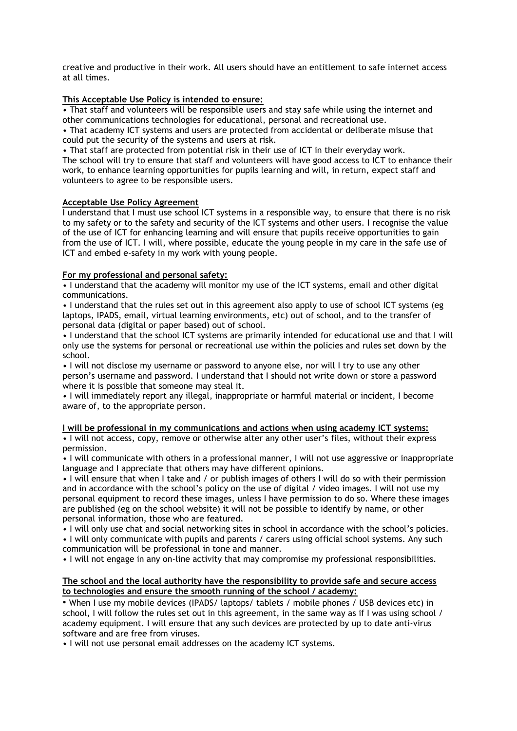creative and productive in their work. All users should have an entitlement to safe internet access at all times.

**This Acceptable Use Policy is intended to ensure:**

- That staff and volunteers will be responsible users and stay safe while using the internet and other communications technologies for educational, personal and recreational use.
- That academy ICT systems and users are protected from accidental or deliberate misuse that could put the security of the systems and users at risk.
- That staff are protected from potential risk in their use of ICT in their everyday work.

The school will try to ensure that staff and volunteers will have good access to ICT to enhance their work, to enhance learning opportunities for pupils learning and will, in return, expect staff and volunteers to agree to be responsible users.

**Acceptable Use Policy Agreement**

I understand that I must use school ICT systems in a responsible way, to ensure that there is no risk to my safety or to the safety and security of the ICT systems and other users. I recognise the value of the use of ICT for enhancing learning and will ensure that pupils receive opportunities to gain from the use of ICT. I will, where possible, educate the young people in my care in the safe use of ICT and embed e-safety in my work with young people.

**For my professional and personal safety:**

- I understand that the academy will monitor my use of the ICT systems, email and other digital communications.
- I understand that the rules set out in this agreement also apply to use of school ICT systems (eg laptops, IPADS, email, virtual learning environments, etc) out of school, and to the transfer of personal data (digital or paper based) out of school.
- I understand that the school ICT systems are primarily intended for educational use and that I will only use the systems for personal or recreational use within the policies and rules set down by the school.
- I will not disclose my username or password to anyone else, nor will I try to use any other person's username and password. I understand that I should not write down or store a password where it is possible that someone may steal it.
- I will immediately report any illegal, inappropriate or harmful material or incident, I become aware of, to the appropriate person.

**I will be professional in my communications and actions when using academy ICT systems:**

- I will not access, copy, remove or otherwise alter any other user's files, without their express permission.
- I will communicate with others in a professional manner, I will not use aggressive or inappropriate language and I appreciate that others may have different opinions.
- I will ensure that when I take and / or publish images of others I will do so with their permission and in accordance with the school's policy on the use of digital / video images. I will not use my personal equipment to record these images, unless I have permission to do so. Where these images are published (eg on the school website) it will not be possible to identify by name, or other personal information, those who are featured.
- I will only use chat and social networking sites in school in accordance with the school's policies.
- I will only communicate with pupils and parents / carers using official school systems. Any such communication will be professional in tone and manner.
- I will not engage in any on-line activity that may compromise my professional responsibilities.

**The school and the local authority have the responsibility to provide safe and secure access to technologies and ensure the smooth running of the school / academy:**

- When I use my mobile devices (IPADS/ laptops/ tablets / mobile phones / USB devices etc) in school, I will follow the rules set out in this agreement, in the same way as if I was using school / academy equipment. I will ensure that any such devices are protected by up to date anti-virus software and are free from viruses.
- I will not use personal email addresses on the academy ICT systems.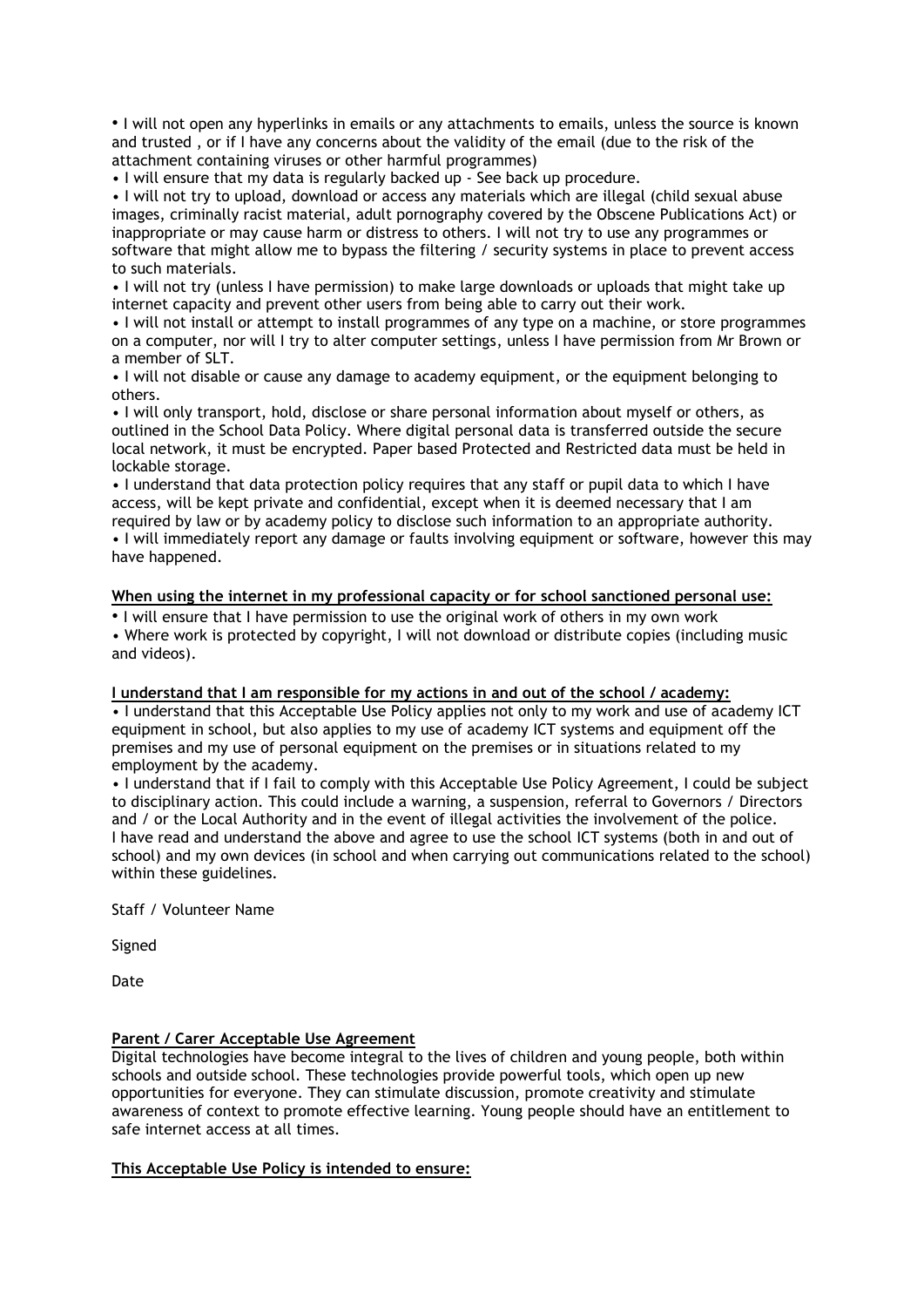- I will not open any hyperlinks in emails or any attachments to emails, unless the source is known and trusted , or if I have any concerns about the validity of the email (due to the risk of the attachment containing viruses or other harmful programmes)
- I will ensure that my data is regularly backed up - See back up procedure.
- I will not try to upload, download or access any materials which are illegal (child sexual abuse images, criminally racist material, adult pornography covered by the Obscene Publications Act) or inappropriate or may cause harm or distress to others. I will not try to use any programmes or software that might allow me to bypass the filtering / security systems in place to prevent access to such materials.
- I will not try (unless I have permission) to make large downloads or uploads that might take up internet capacity and prevent other users from being able to carry out their work.
- I will not install or attempt to install programmes of any type on a machine, or store programmes on a computer, nor will I try to alter computer settings, unless I have permission from Mr Brown or a member of SLT.
- I will not disable or cause any damage to academy equipment, or the equipment belonging to others.
- I will only transport, hold, disclose or share personal information about myself or others, as outlined in the School Data Policy. Where digital personal data is transferred outside the secure local network, it must be encrypted. Paper based Protected and Restricted data must be held in lockable storage.
- I understand that data protection policy requires that any staff or pupil data to which I have access, will be kept private and confidential, except when it is deemed necessary that I am required by law or by academy policy to disclose such information to an appropriate authority.
- I will immediately report any damage or faults involving equipment or software, however this may have happened.

**When using the internet in my professional capacity or for school sanctioned personal use:**

- I will ensure that I have permission to use the original work of others in my own work
- Where work is protected by copyright, I will not download or distribute copies (including music and videos).

**I understand that I am responsible for my actions in and out of the school / academy:**

- I understand that this Acceptable Use Policy applies not only to my work and use of academy ICT equipment in school, but also applies to my use of academy ICT systems and equipment off the premises and my use of personal equipment on the premises or in situations related to my employment by the academy.
- I understand that if I fail to comply with this Acceptable Use Policy Agreement, I could be subject to disciplinary action. This could include a warning, a suspension, referral to Governors / Directors and / or the Local Authority and in the event of illegal activities the involvement of the police.

I have read and understand the above and agree to use the school ICT systems (both in and out of school) and my own devices (in school and when carrying out communications related to the school) within these guidelines.

Staff / Volunteer Name

Signed

Date

**Parent / Carer Acceptable Use Agreement**

Digital technologies have become integral to the lives of children and young people, both within schools and outside school. These technologies provide powerful tools, which open up new opportunities for everyone. They can stimulate discussion, promote creativity and stimulate awareness of context to promote effective learning. Young people should have an entitlement to safe internet access at all times.

**This Acceptable Use Policy is intended to ensure:**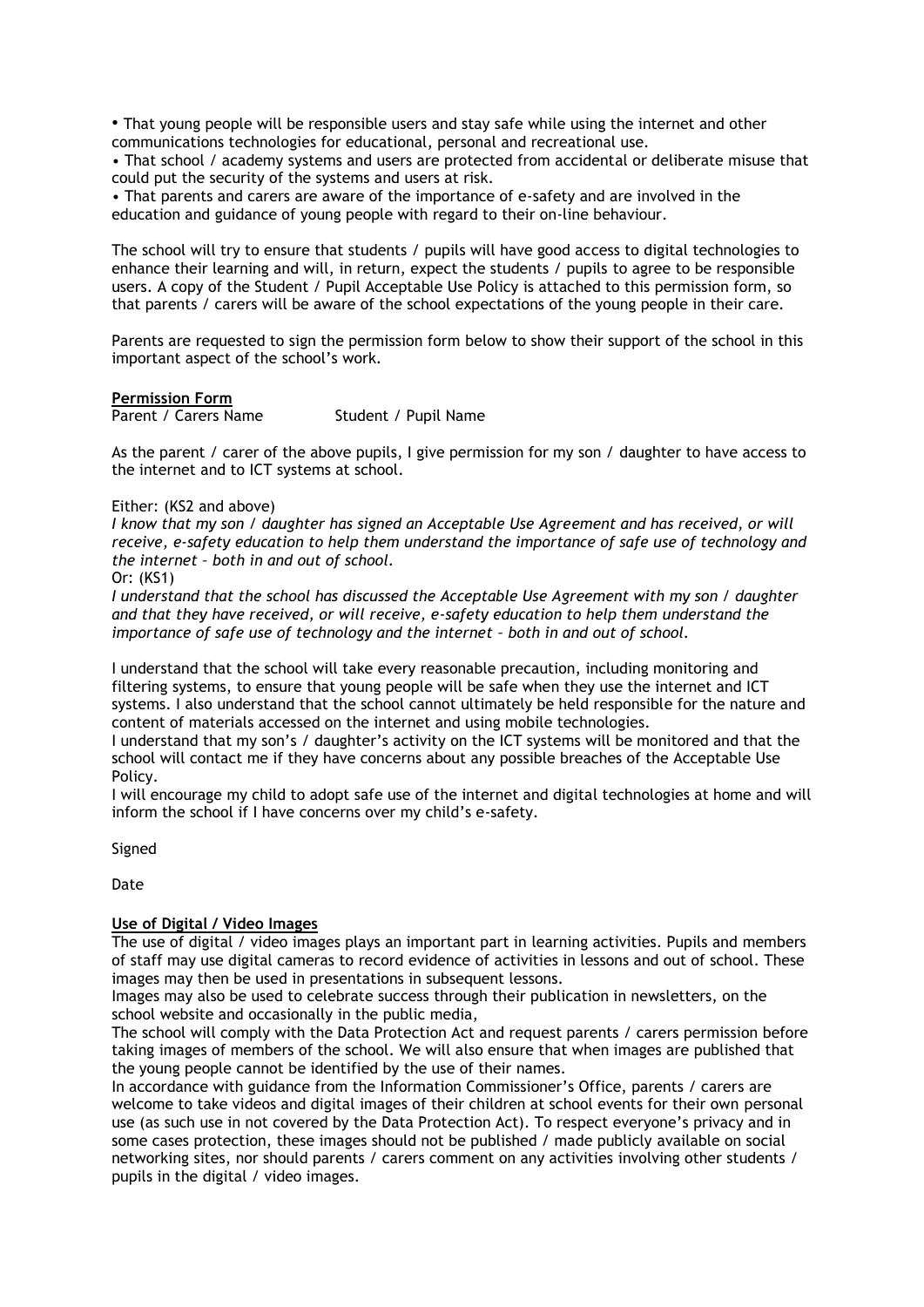- That young people will be responsible users and stay safe while using the internet and other communications technologies for educational, personal and recreational use.
- That school / academy systems and users are protected from accidental or deliberate misuse that could put the security of the systems and users at risk.
- That parents and carers are aware of the importance of e-safety and are involved in the education and guidance of young people with regard to their on-line behaviour.

The school will try to ensure that students / pupils will have good access to digital technologies to enhance their learning and will, in return, expect the students / pupils to agree to be responsible users. A copy of the Student / Pupil Acceptable Use Policy is attached to this permission form, so that parents / carers will be aware of the school expectations of the young people in their care.

Parents are requested to sign the permission form below to show their support of the school in this important aspect of the school's work.

**Permission Form**

Parent / Carers Name Student / Pupil Name

As the parent / carer of the above pupils, I give permission for my son / daughter to have access to the internet and to ICT systems at school.

Either: (KS2 and above)

*I know that my son / daughter has signed an Acceptable Use Agreement and has received, or will receive, e-safety education to help them understand the importance of safe use of technology and the internet – both in and out of school.*

Or: (KS1)

*I understand that the school has discussed the Acceptable Use Agreement with my son / daughter and that they have received, or will receive, e-safety education to help them understand the importance of safe use of technology and the internet – both in and out of school.*

I understand that the school will take every reasonable precaution, including monitoring and filtering systems, to ensure that young people will be safe when they use the internet and ICT systems. I also understand that the school cannot ultimately be held responsible for the nature and content of materials accessed on the internet and using mobile technologies.

I understand that my son's / daughter's activity on the ICT systems will be monitored and that the school will contact me if they have concerns about any possible breaches of the Acceptable Use Policy.

I will encourage my child to adopt safe use of the internet and digital technologies at home and will inform the school if I have concerns over my child's e-safety.

Signed

Date

**Use of Digital / Video Images**

The use of digital / video images plays an important part in learning activities. Pupils and members of staff may use digital cameras to record evidence of activities in lessons and out of school. These images may then be used in presentations in subsequent lessons.

Images may also be used to celebrate success through their publication in newsletters, on the school website and occasionally in the public media,

The school will comply with the Data Protection Act and request parents / carers permission before taking images of members of the school. We will also ensure that when images are published that the young people cannot be identified by the use of their names.

In accordance with guidance from the Information Commissioner's Office, parents / carers are welcome to take videos and digital images of their children at school events for their own personal use (as such use in not covered by the Data Protection Act). To respect everyone's privacy and in some cases protection, these images should not be published / made publicly available on social networking sites, nor should parents / carers comment on any activities involving other students / pupils in the digital / video images.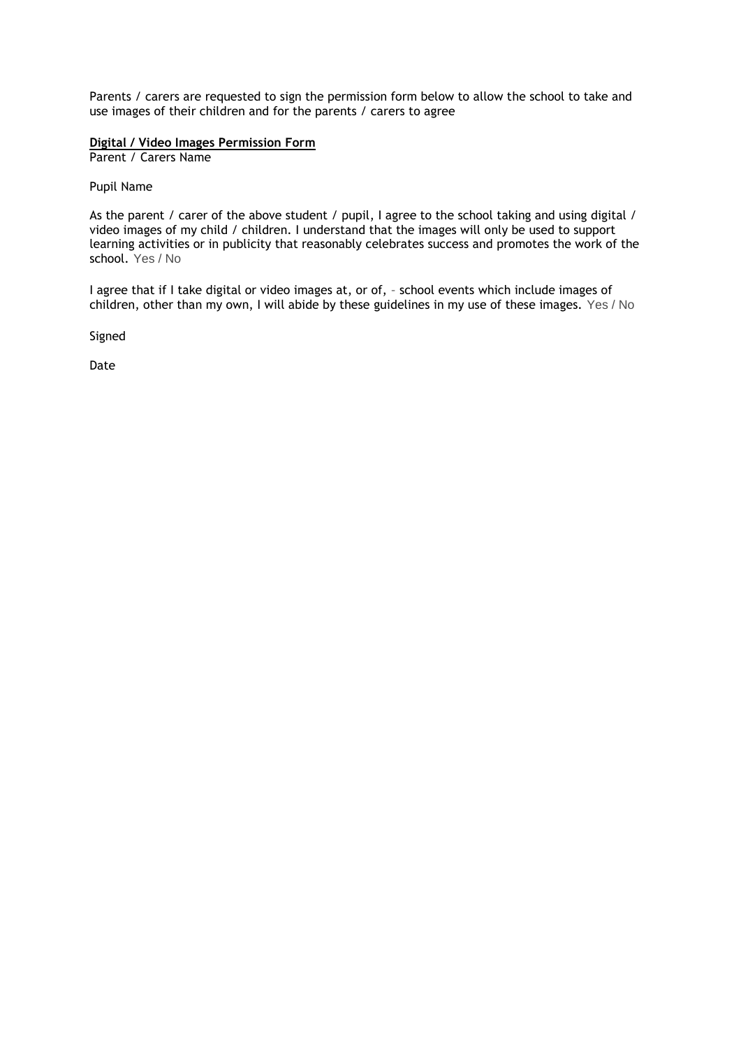Parents / carers are requested to sign the permission form below to allow the school to take and use images of their children and for the parents / carers to agree

**Digital / Video Images Permission Form**

Parent / Carers Name

Pupil Name

As the parent / carer of the above student / pupil, I agree to the school taking and using digital / video images of my child / children. I understand that the images will only be used to support learning activities or in publicity that reasonably celebrates success and promotes the work of the school. Yes / No

I agree that if I take digital or video images at, or of, - school events which include images of children, other than my own, I will abide by these guidelines in my use of these images. Yes / No

Signed

Date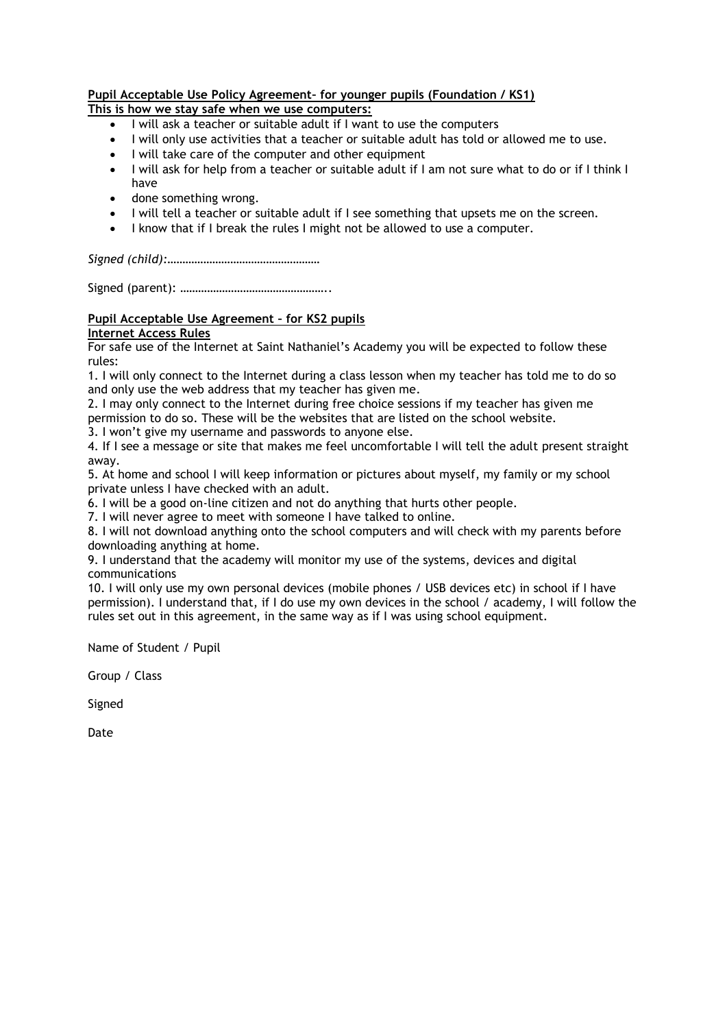**Pupil Acceptable Use Policy Agreement– for younger pupils (Foundation / KS1)**

**This is how we stay safe when we use computers:**

- I will ask a teacher or suitable adult if I want to use the computers
- I will only use activities that a teacher or suitable adult has told or allowed me to use.
- I will take care of the computer and other equipment
- I will ask for help from a teacher or suitable adult if I am not sure what to do or if I think I have
- done something wrong.
- I will tell a teacher or suitable adult if I see something that upsets me on the screen.
- I know that if I break the rules I might not be allowed to use a computer.

*Signed (child):……………………………………………*

Signed (parent): …………………………………………..

**Pupil Acceptable Use Agreement – for KS2 pupils**

**Internet Access Rules**

For safe use of the Internet at Saint Nathaniel's Academy you will be expected to follow these rules:

1. I will only connect to the Internet during a class lesson when my teacher has told me to do so and only use the web address that my teacher has given me.
2. I may only connect to the Internet during free choice sessions if my teacher has given me permission to do so. These will be the websites that are listed on the school website.
3. I won't give my username and passwords to anyone else.
4. If I see a message or site that makes me feel uncomfortable I will tell the adult present straight away.
5. At home and school I will keep information or pictures about myself, my family or my school private unless I have checked with an adult.
6. I will be a good on-line citizen and not do anything that hurts other people.
7. I will never agree to meet with someone I have talked to online.
8. I will not download anything onto the school computers and will check with my parents before downloading anything at home.
9. I understand that the academy will monitor my use of the systems, devices and digital communications
10. I will only use my own personal devices (mobile phones / USB devices etc) in school if I have permission). I understand that, if I do use my own devices in the school / academy, I will follow the rules set out in this agreement, in the same way as if I was using school equipment.

Name of Student / Pupil

Group / Class

Signed

Date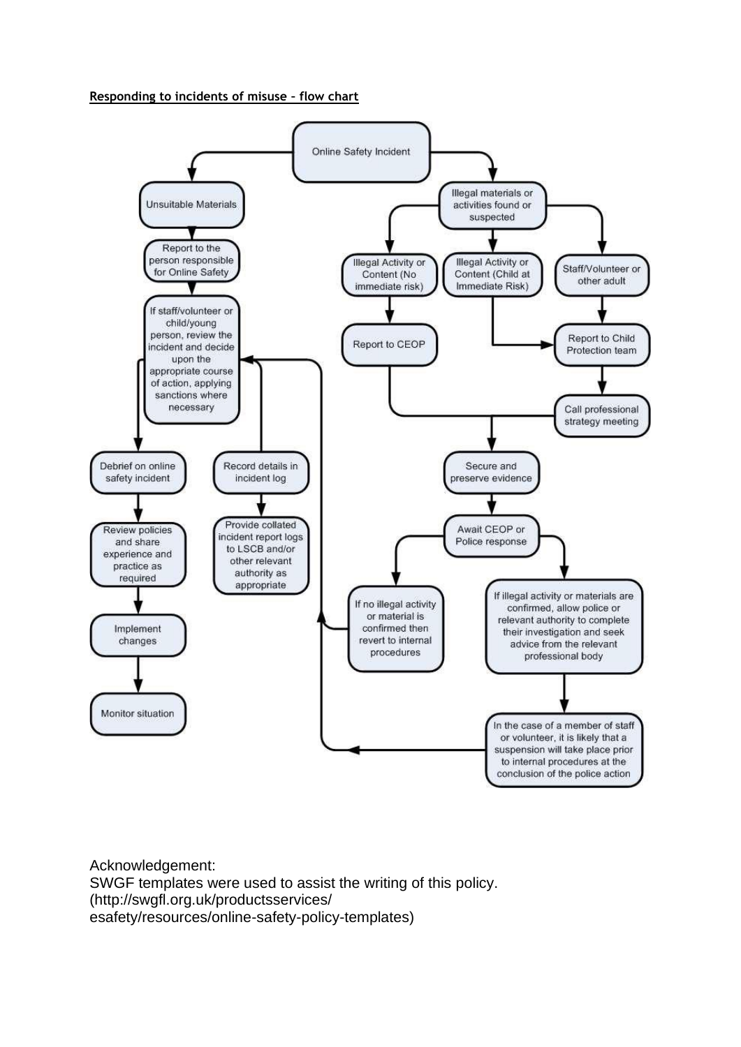**Responding to incidents of misuse – flow chart**

Online Safety Incident

Unsuitable Materials

Report to the person responsible for Online Safety

If staff/volunteer or child/young person, review the incident and decide upon the appropriate course of action, applying sanctions where necessary

Debrief on online safety incident

Review policies and share experience and practice as required

Implement changes

Monitor situation

Record details in incident log

Provide collated incident report logs to LSCB and/or other relevant authority as appropriate

Illegal materials or activities found or suspected

Illegal Activity or Content (No immediate risk)

Illegal Activity or Content (Child at Immediate Risk)

Staff/Volunteer or other adult

Report to CEOP

Report to Child Protection team

Call professional strategy meeting

Secure and preserve evidence

Await CEOP or Police response

If no illegal activity or material is confirmed then revert to internal procedures

If illegal activity or materials are confirmed, allow police or relevant authority to complete their investigation and seek advice from the relevant professional body

In the case of a member of staff or volunteer, it is likely that a suspension will take place prior to internal procedures at the conclusion of the police action

Acknowledgement:
SWGF templates were used to assist the writing of this policy.
(http://swgfl.org.uk/productsservices/
esafety/resources/online-safety-policy-templates)